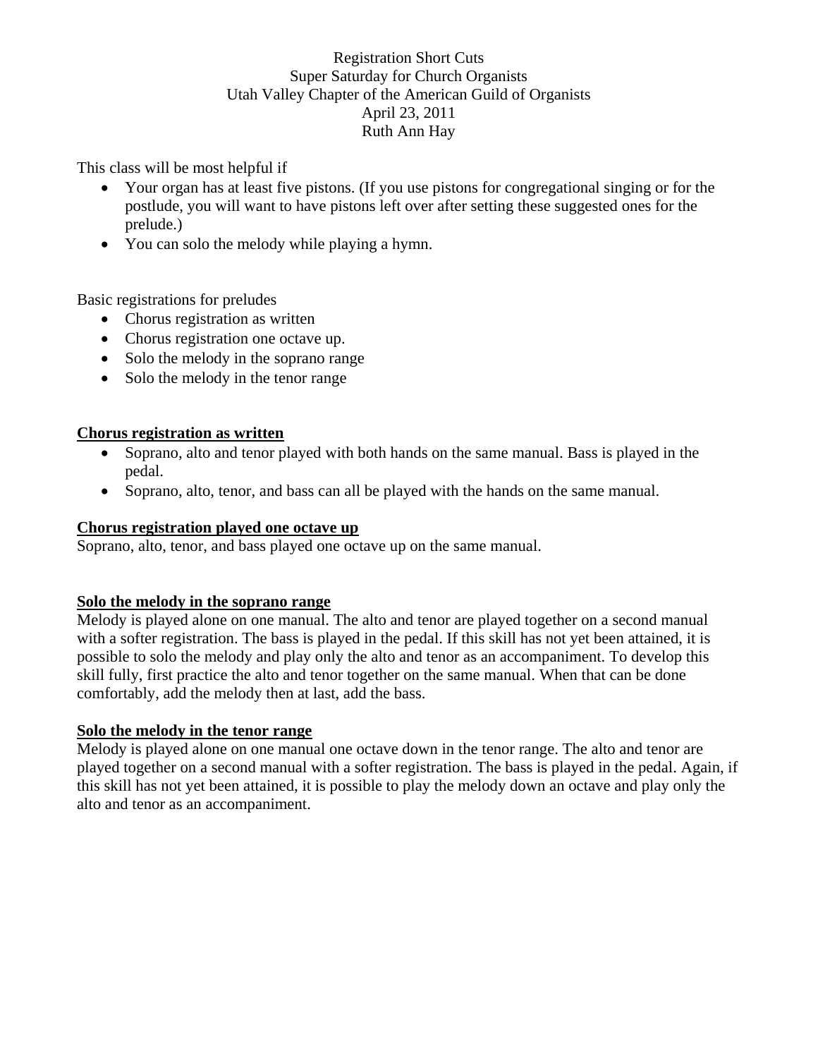Registration Short Cuts
Super Saturday for Church Organists
Utah Valley Chapter of the American Guild of Organists
April 23, 2011
Ruth Ann Hay

This class will be most helpful if

- Your organ has at least five pistons. (If you use pistons for congregational singing or for the postlude, you will want to have pistons left over after setting these suggested ones for the prelude.)
- You can solo the melody while playing a hymn.

Basic registrations for preludes

- Chorus registration as written
- Chorus registration one octave up.
- Solo the melody in the soprano range
- Solo the melody in the tenor range

**Chorus registration as written**

- Soprano, alto and tenor played with both hands on the same manual. Bass is played in the pedal.
- Soprano, alto, tenor, and bass can all be played with the hands on the same manual.

**Chorus registration played one octave up**

Soprano, alto, tenor, and bass played one octave up on the same manual.

**Solo the melody in the soprano range**

Melody is played alone on one manual. The alto and tenor are played together on a second manual with a softer registration. The bass is played in the pedal. If this skill has not yet been attained, it is possible to solo the melody and play only the alto and tenor as an accompaniment. To develop this skill fully, first practice the alto and tenor together on the same manual. When that can be done comfortably, add the melody then at last, add the bass.

**Solo the melody in the tenor range**

Melody is played alone on one manual one octave down in the tenor range. The alto and tenor are played together on a second manual with a softer registration. The bass is played in the pedal. Again, if this skill has not yet been attained, it is possible to play the melody down an octave and play only the alto and tenor as an accompaniment.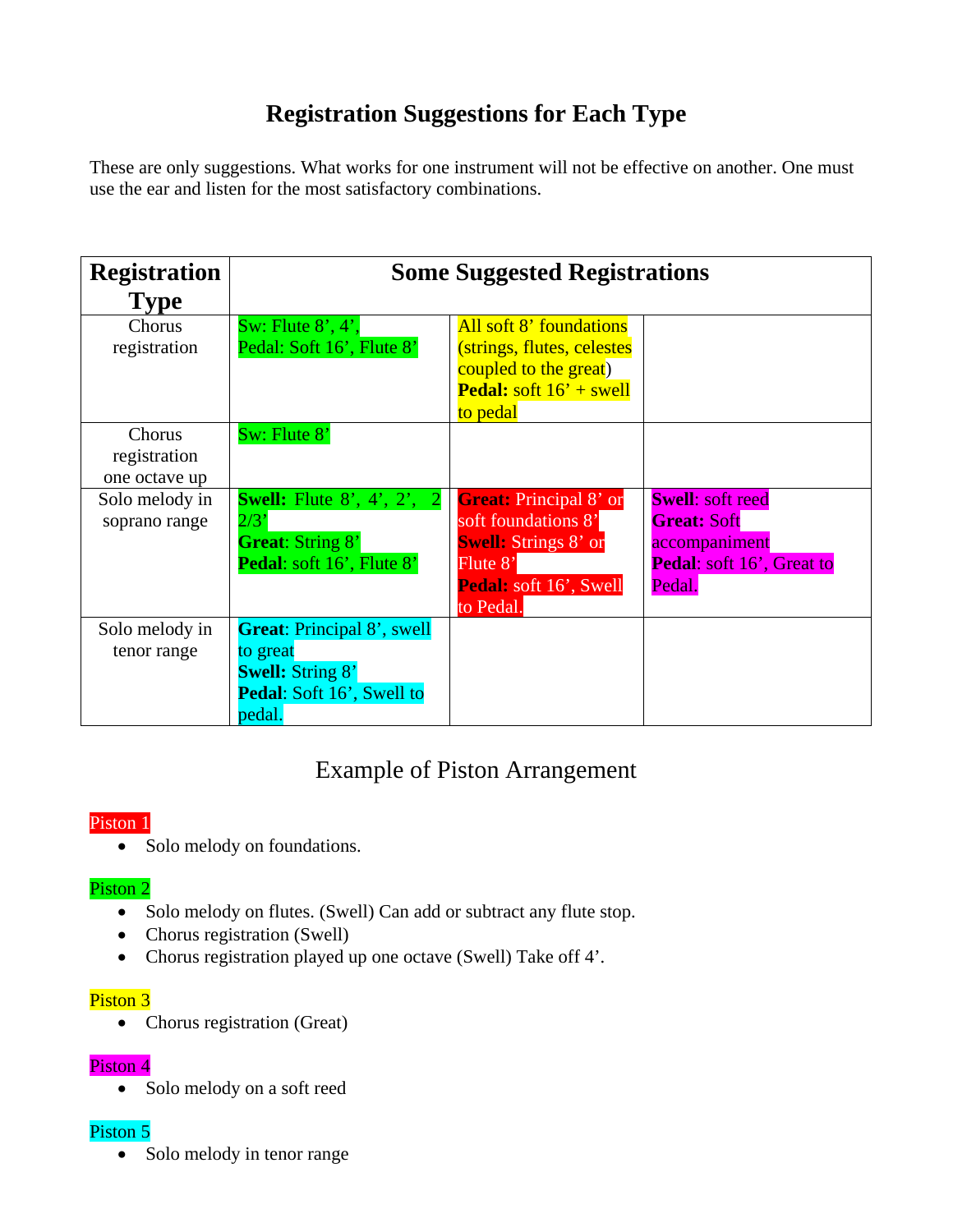# Registration Suggestions for Each Type

These are only suggestions. What works for one instrument will not be effective on another. One must use the ear and listen for the most satisfactory combinations.

| Registration Type | Some Suggested Registrations | | |
|---|---|---|---|
| Chorus registration | Sw: Flute 8', 4', Pedal: Soft 16', Flute 8' | All soft 8' foundations (strings, flutes, celestes coupled to the great) **Pedal:** soft 16' + swell to pedal | |
| Chorus registration one octave up | Sw: Flute 8' | | |
| Solo melody in soprano range | **Swell:** Flute 8', 4', 2', 2 2/3' **Great**: String 8' **Pedal**: soft 16', Flute 8' | **Great:** Principal 8' or soft foundations 8' **Swell:** Strings 8' or Flute 8' **Pedal:** soft 16', Swell to Pedal. | **Swell**: soft reed **Great:** Soft accompaniment **Pedal**: soft 16', Great to Pedal. |
| Solo melody in tenor range | **Great**: Principal 8', swell to great **Swell:** String 8' **Pedal**: Soft 16', Swell to pedal. | | |

## Example of Piston Arrangement

Piston 1

- Solo melody on foundations.

Piston 2

- Solo melody on flutes. (Swell) Can add or subtract any flute stop.
- Chorus registration (Swell)
- Chorus registration played up one octave (Swell) Take off 4'.

Piston 3

- Chorus registration (Great)

Piston 4

- Solo melody on a soft reed

Piston 5

- Solo melody in tenor range